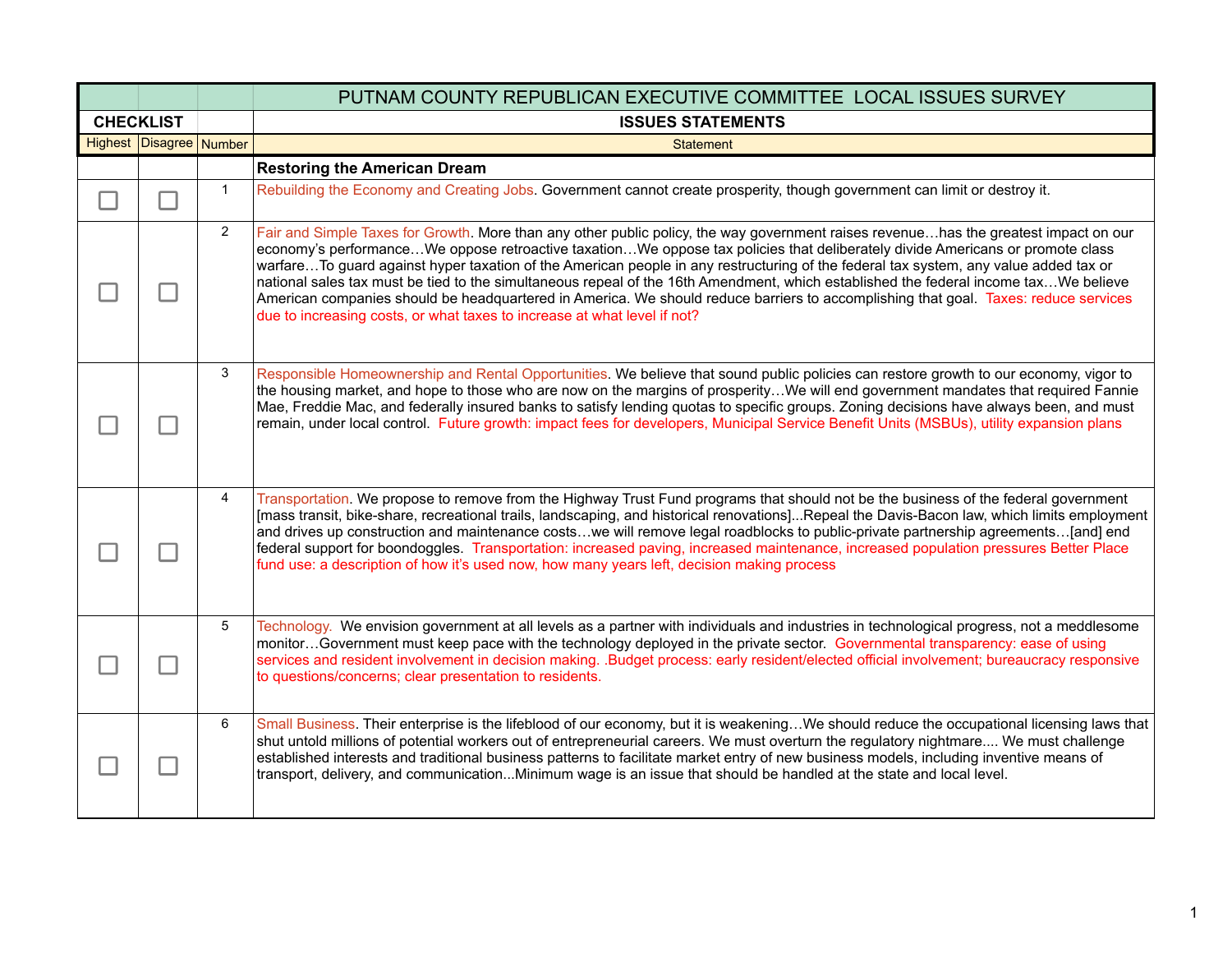| PUTNAM COUNTY REPUBLICAN EXECUTIVE COMMITTEE LOCAL ISSUES SURVEY | | | |
|---|---|---|---|
| **CHECKLIST** | | | **ISSUES STATEMENTS** |
| Highest | Disagree | Number | Statement |
| | | | **Restoring the American Dream** |
| ☐ | ☐ | 1 | Rebuilding the Economy and Creating Jobs. Government cannot create prosperity, though government can limit or destroy it. |
| ☐ | ☐ | 2 | Fair and Simple Taxes for Growth. More than any other public policy, the way government raises revenue…has the greatest impact on our economy's performance…We oppose retroactive taxation…We oppose tax policies that deliberately divide Americans or promote class warfare…To guard against hyper taxation of the American people in any restructuring of the federal tax system, any value added tax or national sales tax must be tied to the simultaneous repeal of the 16th Amendment, which established the federal income tax…We believe American companies should be headquartered in America. We should reduce barriers to accomplishing that goal. Taxes: reduce services due to increasing costs, or what taxes to increase at what level if not? |
| ☐ | ☐ | 3 | Responsible Homeownership and Rental Opportunities. We believe that sound public policies can restore growth to our economy, vigor to the housing market, and hope to those who are now on the margins of prosperity…We will end government mandates that required Fannie Mae, Freddie Mac, and federally insured banks to satisfy lending quotas to specific groups. Zoning decisions have always been, and must remain, under local control. Future growth: impact fees for developers, Municipal Service Benefit Units (MSBUs), utility expansion plans |
| ☐ | ☐ | 4 | Transportation. We propose to remove from the Highway Trust Fund programs that should not be the business of the federal government [mass transit, bike-share, recreational trails, landscaping, and historical renovations]...Repeal the Davis-Bacon law, which limits employment and drives up construction and maintenance costs…we will remove legal roadblocks to public-private partnership agreements…[and] end federal support for boondoggles. Transportation: increased paving, increased maintenance, increased population pressures Better Place fund use: a description of how it's used now, how many years left, decision making process |
| ☐ | ☐ | 5 | Technology. We envision government at all levels as a partner with individuals and industries in technological progress, not a meddlesome monitor…Government must keep pace with the technology deployed in the private sector. Governmental transparency: ease of using services and resident involvement in decision making. .Budget process: early resident/elected official involvement; bureaucracy responsive to questions/concerns; clear presentation to residents. |
| ☐ | ☐ | 6 | Small Business. Their enterprise is the lifeblood of our economy, but it is weakening…We should reduce the occupational licensing laws that shut untold millions of potential workers out of entrepreneurial careers. We must overturn the regulatory nightmare.... We must challenge established interests and traditional business patterns to facilitate market entry of new business models, including inventive means of transport, delivery, and communication...Minimum wage is an issue that should be handled at the state and local level. |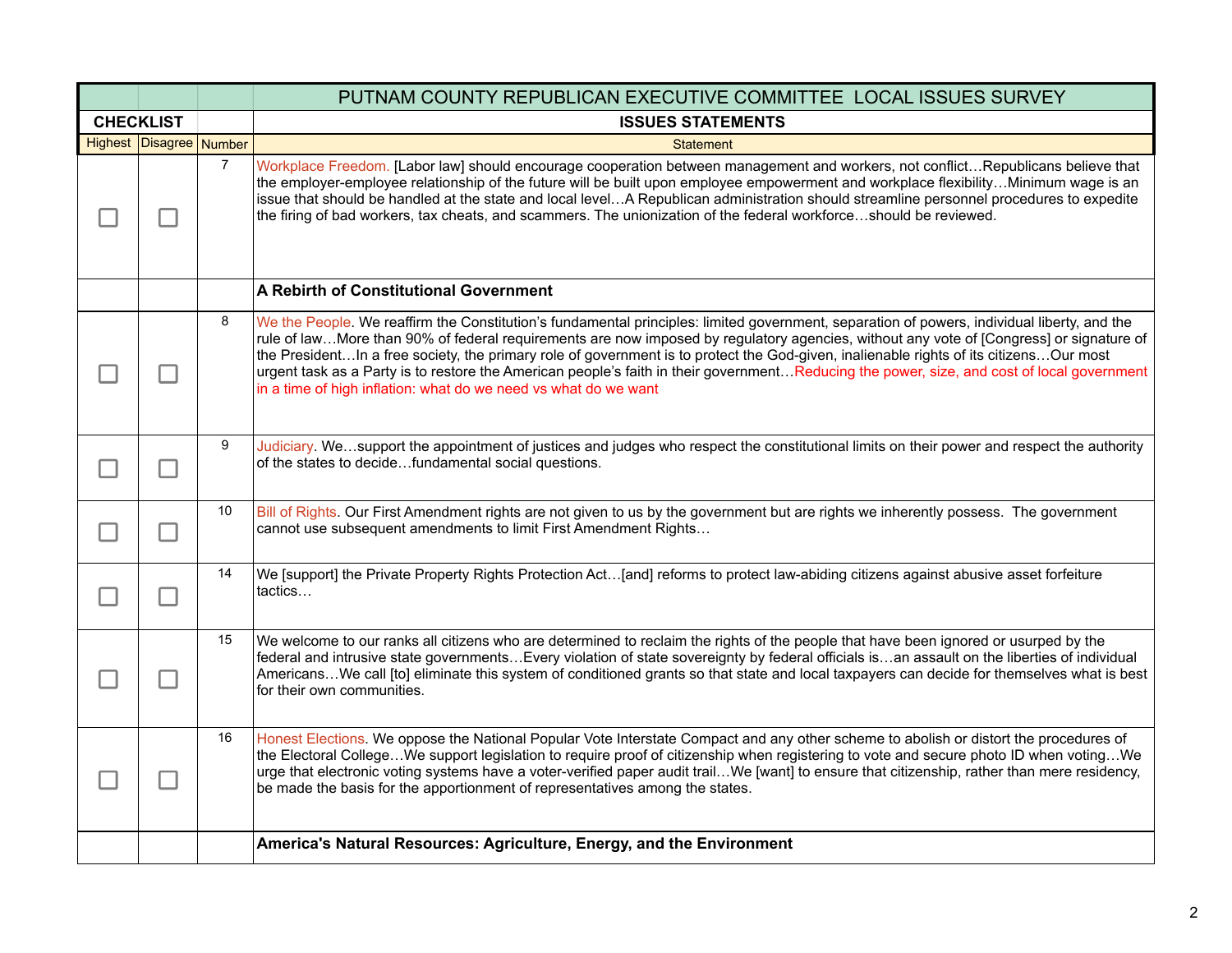| | | | PUTNAM COUNTY REPUBLICAN EXECUTIVE COMMITTEE LOCAL ISSUES SURVEY |
|---|---|---|---|
| **CHECKLIST** | | | **ISSUES STATEMENTS** |
| Highest | Disagree | Number | Statement |
| ☐ | ☐ | 7 | Workplace Freedom. [Labor law] should encourage cooperation between management and workers, not conflict…Republicans believe that the employer-employee relationship of the future will be built upon employee empowerment and workplace flexibility…Minimum wage is an issue that should be handled at the state and local level…A Republican administration should streamline personnel procedures to expedite the firing of bad workers, tax cheats, and scammers. The unionization of the federal workforce…should be reviewed. |
| | | | **A Rebirth of Constitutional Government** |
| ☐ | ☐ | 8 | We the People. We reaffirm the Constitution's fundamental principles: limited government, separation of powers, individual liberty, and the rule of law…More than 90% of federal requirements are now imposed by regulatory agencies, without any vote of [Congress] or signature of the President…In a free society, the primary role of government is to protect the God-given, inalienable rights of its citizens…Our most urgent task as a Party is to restore the American people's faith in their government…Reducing the power, size, and cost of local government in a time of high inflation: what do we need vs what do we want |
| ☐ | ☐ | 9 | Judiciary. We…support the appointment of justices and judges who respect the constitutional limits on their power and respect the authority of the states to decide…fundamental social questions. |
| ☐ | ☐ | 10 | Bill of Rights. Our First Amendment rights are not given to us by the government but are rights we inherently possess. The government cannot use subsequent amendments to limit First Amendment Rights… |
| ☐ | ☐ | 14 | We [support] the Private Property Rights Protection Act…[and] reforms to protect law-abiding citizens against abusive asset forfeiture tactics… |
| ☐ | ☐ | 15 | We welcome to our ranks all citizens who are determined to reclaim the rights of the people that have been ignored or usurped by the federal and intrusive state governments…Every violation of state sovereignty by federal officials is…an assault on the liberties of individual Americans…We call [to] eliminate this system of conditioned grants so that state and local taxpayers can decide for themselves what is best for their own communities. |
| ☐ | ☐ | 16 | Honest Elections. We oppose the National Popular Vote Interstate Compact and any other scheme to abolish or distort the procedures of the Electoral College…We support legislation to require proof of citizenship when registering to vote and secure photo ID when voting…We urge that electronic voting systems have a voter-verified paper audit trail…We [want] to ensure that citizenship, rather than mere residency, be made the basis for the apportionment of representatives among the states. |
| | | | **America's Natural Resources: Agriculture, Energy, and the Environment** |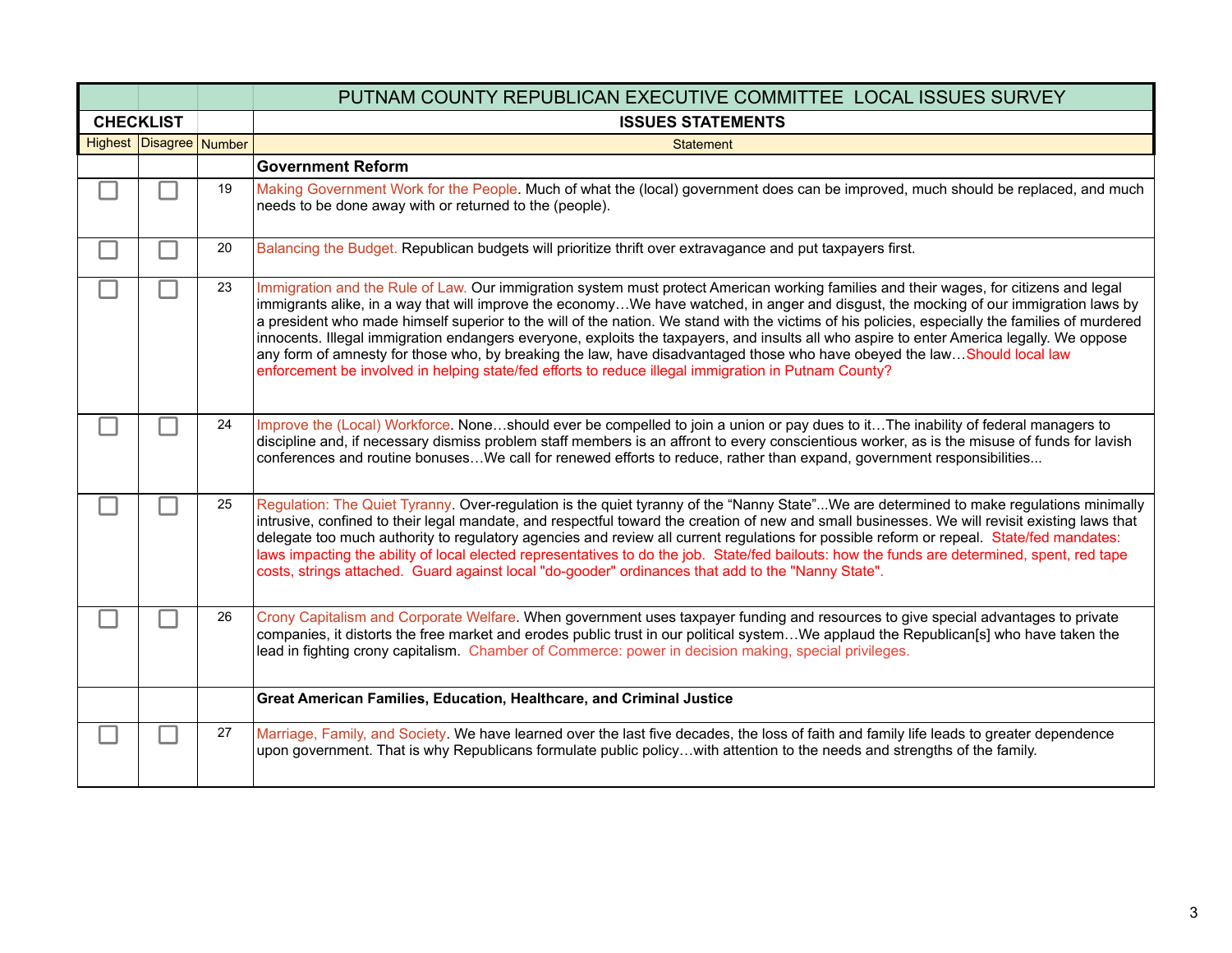| PUTNAM COUNTY REPUBLICAN EXECUTIVE COMMITTEE LOCAL ISSUES SURVEY | | | |
|---|---|---|---|
| **CHECKLIST** | | | **ISSUES STATEMENTS** |
| Highest | Disagree | Number | Statement |
| | | | **Government Reform** |
| ☐ | ☐ | 19 | Making Government Work for the People. Much of what the (local) government does can be improved, much should be replaced, and much needs to be done away with or returned to the (people). |
| ☐ | ☐ | 20 | Balancing the Budget. Republican budgets will prioritize thrift over extravagance and put taxpayers first. |
| ☐ | ☐ | 23 | Immigration and the Rule of Law. Our immigration system must protect American working families and their wages, for citizens and legal immigrants alike, in a way that will improve the economy…We have watched, in anger and disgust, the mocking of our immigration laws by a president who made himself superior to the will of the nation. We stand with the victims of his policies, especially the families of murdered innocents. Illegal immigration endangers everyone, exploits the taxpayers, and insults all who aspire to enter America legally. We oppose any form of amnesty for those who, by breaking the law, have disadvantaged those who have obeyed the law…Should local law enforcement be involved in helping state/fed efforts to reduce illegal immigration in Putnam County? |
| ☐ | ☐ | 24 | Improve the (Local) Workforce. None…should ever be compelled to join a union or pay dues to it…The inability of federal managers to discipline and, if necessary dismiss problem staff members is an affront to every conscientious worker, as is the misuse of funds for lavish conferences and routine bonuses…We call for renewed efforts to reduce, rather than expand, government responsibilities... |
| ☐ | ☐ | 25 | Regulation: The Quiet Tyranny. Over-regulation is the quiet tyranny of the "Nanny State"...We are determined to make regulations minimally intrusive, confined to their legal mandate, and respectful toward the creation of new and small businesses. We will revisit existing laws that delegate too much authority to regulatory agencies and review all current regulations for possible reform or repeal. State/fed mandates: laws impacting the ability of local elected representatives to do the job. State/fed bailouts: how the funds are determined, spent, red tape costs, strings attached. Guard against local "do-gooder" ordinances that add to the "Nanny State". |
| ☐ | ☐ | 26 | Crony Capitalism and Corporate Welfare. When government uses taxpayer funding and resources to give special advantages to private companies, it distorts the free market and erodes public trust in our political system…We applaud the Republican[s] who have taken the lead in fighting crony capitalism. Chamber of Commerce: power in decision making, special privileges. |
| | | | **Great American Families, Education, Healthcare, and Criminal Justice** |
| ☐ | ☐ | 27 | Marriage, Family, and Society. We have learned over the last five decades, the loss of faith and family life leads to greater dependence upon government. That is why Republicans formulate public policy…with attention to the needs and strengths of the family. |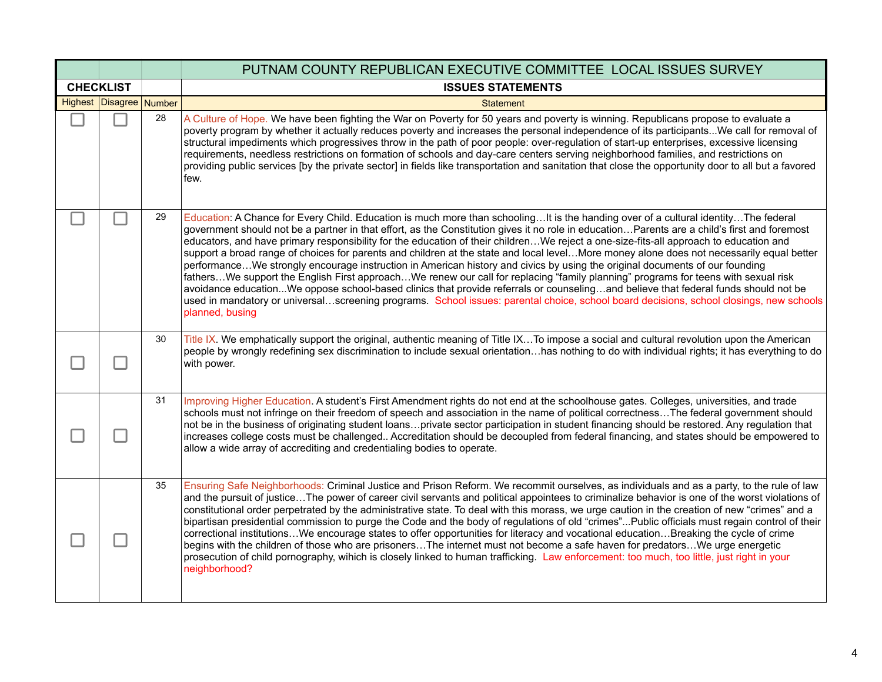| PUTNAM COUNTY REPUBLICAN EXECUTIVE COMMITTEE LOCAL ISSUES SURVEY | | | |
|---|---|---|---|
| **CHECKLIST** | | | **ISSUES STATEMENTS** |
| Highest | Disagree | Number | Statement |
| ☐ | ☐ | 28 | A Culture of Hope. We have been fighting the War on Poverty for 50 years and poverty is winning. Republicans propose to evaluate a poverty program by whether it actually reduces poverty and increases the personal independence of its participants...We call for removal of structural impediments which progressives throw in the path of poor people: over-regulation of start-up enterprises, excessive licensing requirements, needless restrictions on formation of schools and day-care centers serving neighborhood families, and restrictions on providing public services [by the private sector] in fields like transportation and sanitation that close the opportunity door to all but a favored few. |
| ☐ | ☐ | 29 | Education: A Chance for Every Child. Education is much more than schooling…It is the handing over of a cultural identity…The federal government should not be a partner in that effort, as the Constitution gives it no role in education…Parents are a child's first and foremost educators, and have primary responsibility for the education of their children…We reject a one-size-fits-all approach to education and support a broad range of choices for parents and children at the state and local level…More money alone does not necessarily equal better performance…We strongly encourage instruction in American history and civics by using the original documents of our founding fathers…We support the English First approach…We renew our call for replacing "family planning" programs for teens with sexual risk avoidance education...We oppose school-based clinics that provide referrals or counseling…and believe that federal funds should not be used in mandatory or universal…screening programs. School issues: parental choice, school board decisions, school closings, new schools planned, busing |
| ☐ | ☐ | 30 | Title IX. We emphatically support the original, authentic meaning of Title IX…To impose a social and cultural revolution upon the American people by wrongly redefining sex discrimination to include sexual orientation…has nothing to do with individual rights; it has everything to do with power. |
| ☐ | ☐ | 31 | Improving Higher Education. A student's First Amendment rights do not end at the schoolhouse gates. Colleges, universities, and trade schools must not infringe on their freedom of speech and association in the name of political correctness…The federal government should not be in the business of originating student loans…private sector participation in student financing should be restored. Any regulation that increases college costs must be challenged.. Accreditation should be decoupled from federal financing, and states should be empowered to allow a wide array of accrediting and credentialing bodies to operate. |
| ☐ | ☐ | 35 | Ensuring Safe Neighborhoods: Criminal Justice and Prison Reform. We recommit ourselves, as individuals and as a party, to the rule of law and the pursuit of justice…The power of career civil servants and political appointees to criminalize behavior is one of the worst violations of constitutional order perpetrated by the administrative state. To deal with this morass, we urge caution in the creation of new "crimes" and a bipartisan presidential commission to purge the Code and the body of regulations of old "crimes"...Public officials must regain control of their correctional institutions…We encourage states to offer opportunities for literacy and vocational education…Breaking the cycle of crime begins with the children of those who are prisoners…The internet must not become a safe haven for predators…We urge energetic prosecution of child pornography, wihich is closely linked to human trafficking. Law enforcement: too much, too little, just right in your neighborhood? |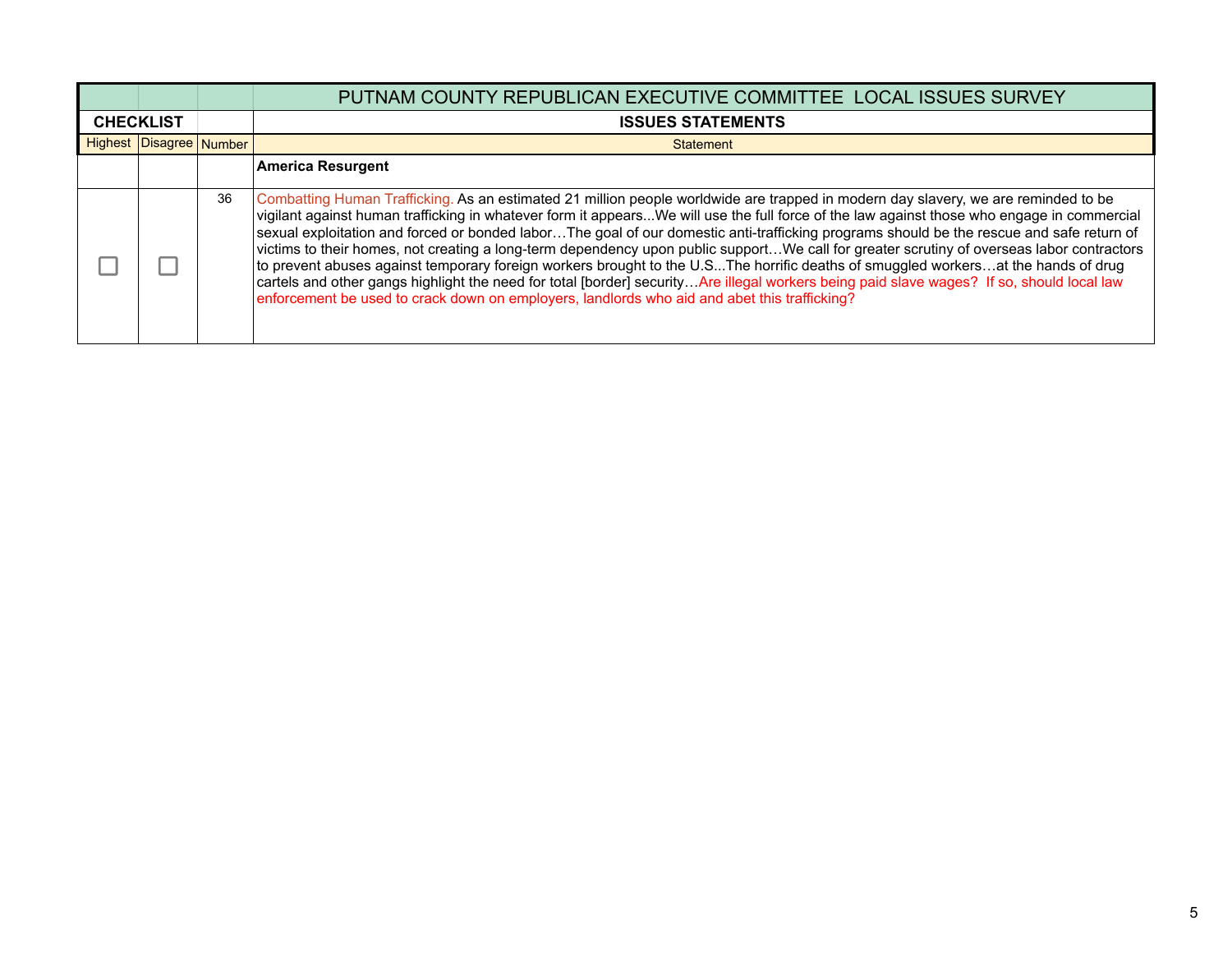| | | | PUTNAM COUNTY REPUBLICAN EXECUTIVE COMMITTEE LOCAL ISSUES SURVEY |
|---|---|---|---|
| **CHECKLIST** | | | **ISSUES STATEMENTS** |
| Highest | Disagree | Number | Statement |
| | | | **America Resurgent** |
| ☐ | ☐ | 36 | Combatting Human Trafficking. As an estimated 21 million people worldwide are trapped in modern day slavery, we are reminded to be vigilant against human trafficking in whatever form it appears...We will use the full force of the law against those who engage in commercial sexual exploitation and forced or bonded labor…The goal of our domestic anti-trafficking programs should be the rescue and safe return of victims to their homes, not creating a long-term dependency upon public support…We call for greater scrutiny of overseas labor contractors to prevent abuses against temporary foreign workers brought to the U.S...The horrific deaths of smuggled workers…at the hands of drug cartels and other gangs highlight the need for total [border] security…Are illegal workers being paid slave wages? If so, should local law enforcement be used to crack down on employers, landlords who aid and abet this trafficking? |